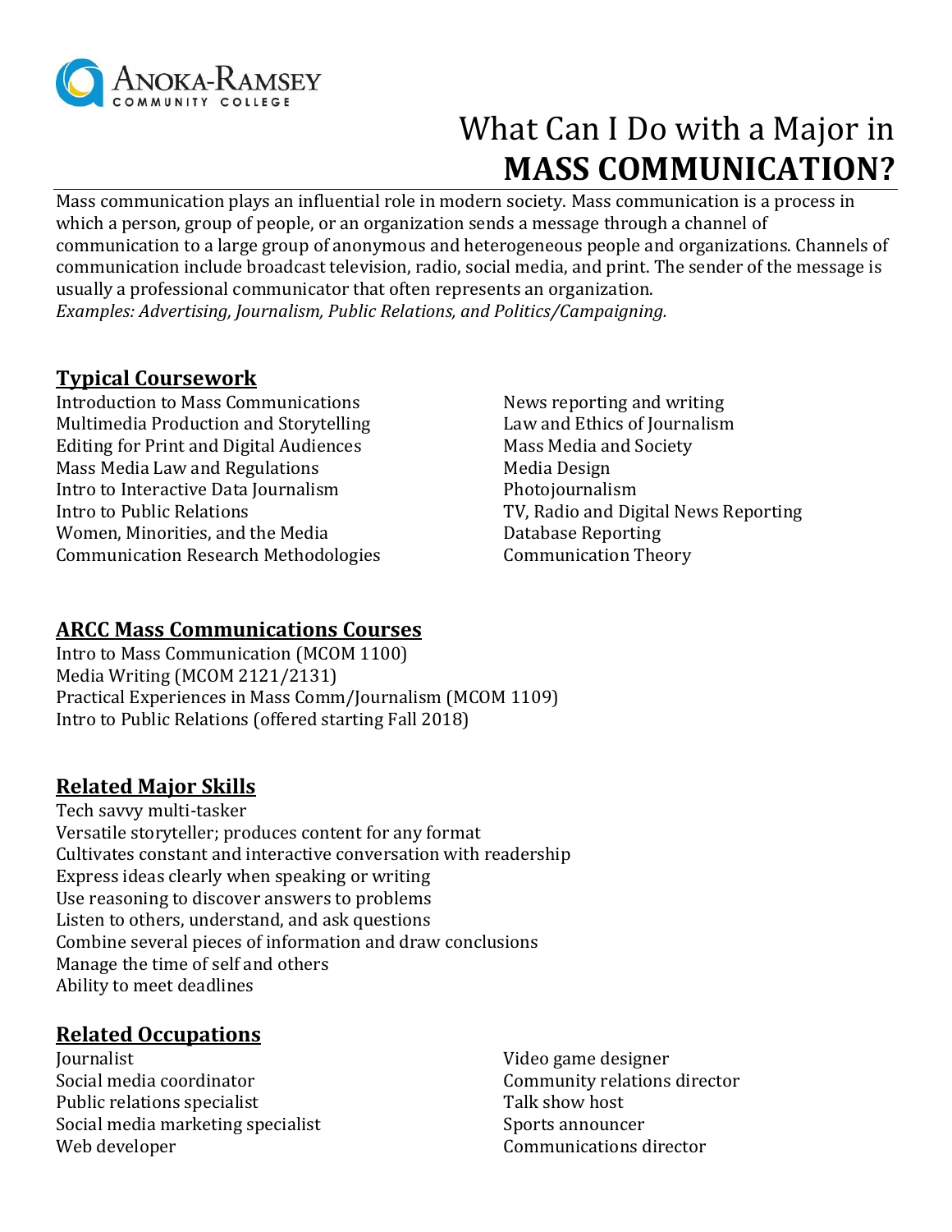Anoka-Ramsey Community College

# What Can I Do with a Major in **MASS COMMUNICATION?**

Mass communication plays an influential role in modern society. Mass communication is a process in which a person, group of people, or an organization sends a message through a channel of communication to a large group of anonymous and heterogeneous people and organizations. Channels of communication include broadcast television, radio, social media, and print. The sender of the message is usually a professional communicator that often represents an organization.
*Examples: Advertising, Journalism, Public Relations, and Politics/Campaigning.*

## Typical Coursework

Introduction to Mass Communications
Multimedia Production and Storytelling
Editing for Print and Digital Audiences
Mass Media Law and Regulations
Intro to Interactive Data Journalism
Intro to Public Relations
Women, Minorities, and the Media
Communication Research Methodologies
News reporting and writing
Law and Ethics of Journalism
Mass Media and Society
Media Design
Photojournalism
TV, Radio and Digital News Reporting
Database Reporting
Communication Theory

## ARCC Mass Communications Courses

Intro to Mass Communication (MCOM 1100)
Media Writing (MCOM 2121/2131)
Practical Experiences in Mass Comm/Journalism (MCOM 1109)
Intro to Public Relations (offered starting Fall 2018)

## Related Major Skills

Tech savvy multi-tasker
Versatile storyteller; produces content for any format
Cultivates constant and interactive conversation with readership
Express ideas clearly when speaking or writing
Use reasoning to discover answers to problems
Listen to others, understand, and ask questions
Combine several pieces of information and draw conclusions
Manage the time of self and others
Ability to meet deadlines

## Related Occupations

Journalist
Social media coordinator
Public relations specialist
Social media marketing specialist
Web developer
Video game designer
Community relations director
Talk show host
Sports announcer
Communications director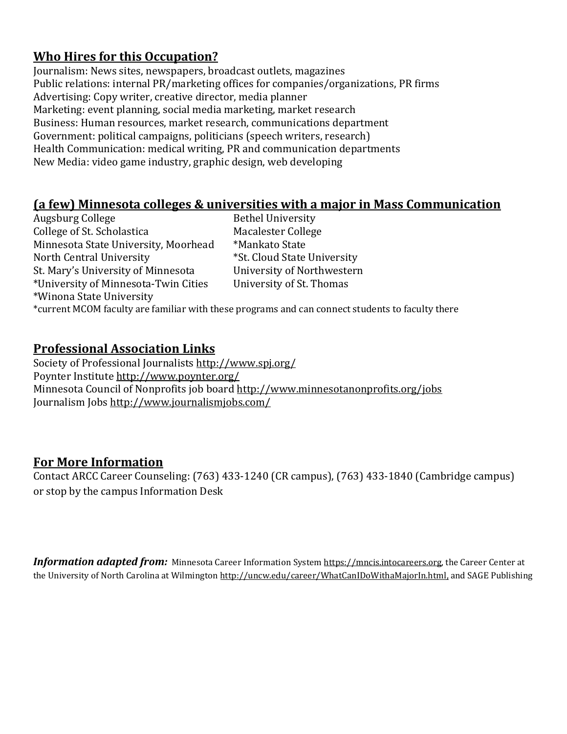## Who Hires for this Occupation?

Journalism: News sites, newspapers, broadcast outlets, magazines
Public relations: internal PR/marketing offices for companies/organizations, PR firms
Advertising: Copy writer, creative director, media planner
Marketing: event planning, social media marketing, market research
Business: Human resources, market research, communications department
Government: political campaigns, politicians (speech writers, research)
Health Communication: medical writing, PR and communication departments
New Media: video game industry, graphic design, web developing

## (a few) Minnesota colleges & universities with a major in Mass Communication

Augsburg College
College of St. Scholastica
Minnesota State University, Moorhead
North Central University
St. Mary's University of Minnesota
*University of Minnesota-Twin Cities
*Winona State University
Bethel University
Macalester College
*Mankato State
*St. Cloud State University
University of Northwestern
University of St. Thomas

*current MCOM faculty are familiar with these programs and can connect students to faculty there

## Professional Association Links

Society of Professional Journalists http://www.spj.org/
Poynter Institute http://www.poynter.org/
Minnesota Council of Nonprofits job board http://www.minnesotanonprofits.org/jobs
Journalism Jobs http://www.journalismjobs.com/

## For More Information

Contact ARCC Career Counseling: (763) 433-1240 (CR campus), (763) 433-1840 (Cambridge campus) or stop by the campus Information Desk

***Information adapted from:*** Minnesota Career Information System https://mncis.intocareers.org, the Career Center at the University of North Carolina at Wilmington http://uncw.edu/career/WhatCanIDoWithaMajorIn.html, and SAGE Publishing